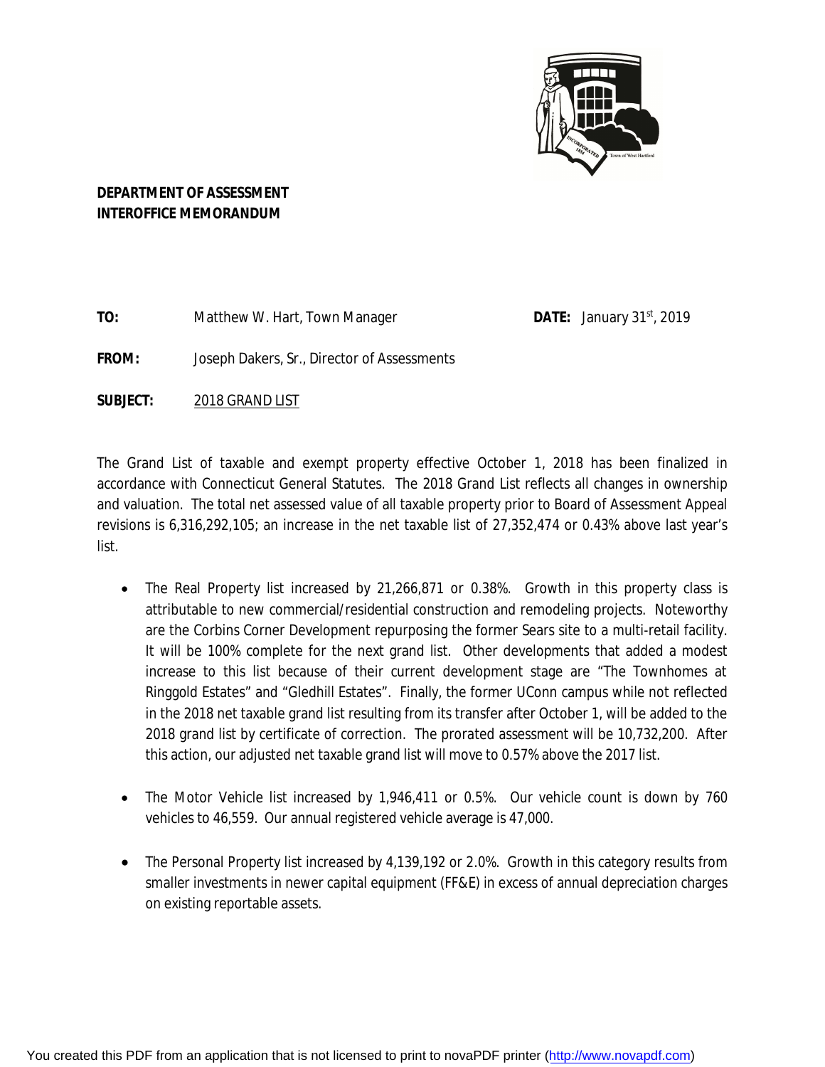**DEPARTMENT OF ASSESSMENT**
**INTEROFFICE MEMORANDUM**

**TO:** Matthew W. Hart, Town Manager **DATE:** January 31st, 2019

**FROM:** Joseph Dakers, Sr., Director of Assessments

**SUBJECT:** 2018 GRAND LIST

The Grand List of taxable and exempt property effective October 1, 2018 has been finalized in accordance with Connecticut General Statutes. The 2018 Grand List reflects all changes in ownership and valuation. The total net assessed value of all taxable property prior to Board of Assessment Appeal revisions is 6,316,292,105; an increase in the net taxable list of 27,352,474 or 0.43% above last year's list.

- The Real Property list increased by 21,266,871 or 0.38%. Growth in this property class is attributable to new commercial/residential construction and remodeling projects. Noteworthy are the Corbins Corner Development repurposing the former Sears site to a multi-retail facility. It will be 100% complete for the next grand list. Other developments that added a modest increase to this list because of their current development stage are "The Townhomes at Ringgold Estates" and "Gledhill Estates". Finally, the former UConn campus while not reflected in the 2018 net taxable grand list resulting from its transfer after October 1, will be added to the 2018 grand list by certificate of correction. The prorated assessment will be 10,732,200. After this action, our adjusted net taxable grand list will move to 0.57% above the 2017 list.

- The Motor Vehicle list increased by 1,946,411 or 0.5%. Our vehicle count is down by 760 vehicles to 46,559. Our annual registered vehicle average is 47,000.

- The Personal Property list increased by 4,139,192 or 2.0%. Growth in this category results from smaller investments in newer capital equipment (FF&E) in excess of annual depreciation charges on existing reportable assets.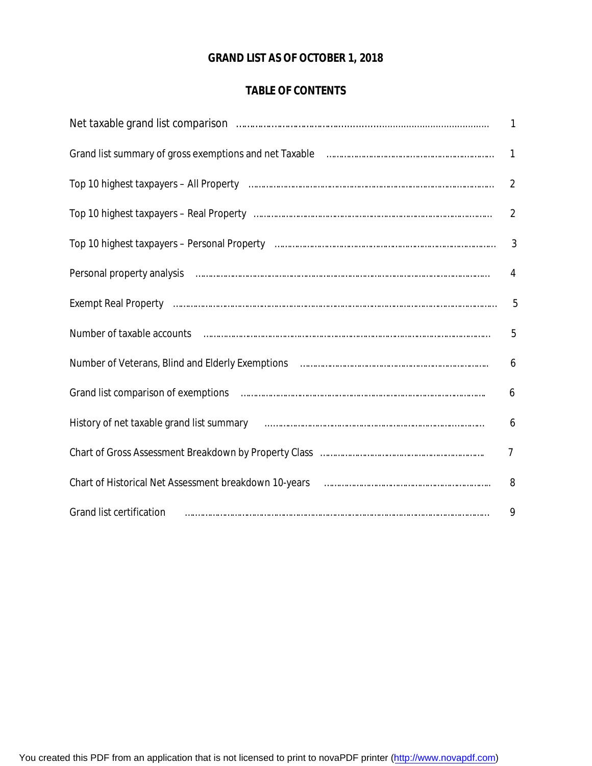# GRAND LIST AS OF OCTOBER 1, 2018

## TABLE OF CONTENTS

| | |
|---|---|
| Net taxable grand list comparison | 1 |
| Grand list summary of gross exemptions and net Taxable | 1 |
| Top 10 highest taxpayers – All Property | 2 |
| Top 10 highest taxpayers – Real Property | 2 |
| Top 10 highest taxpayers – Personal Property | 3 |
| Personal property analysis | 4 |
| Exempt Real Property | 5 |
| Number of taxable accounts | 5 |
| Number of Veterans, Blind and Elderly Exemptions | 6 |
| Grand list comparison of exemptions | 6 |
| History of net taxable grand list summary | 6 |
| Chart of Gross Assessment Breakdown by Property Class | 7 |
| Chart of Historical Net Assessment breakdown 10-years | 8 |
| Grand list certification | 9 |

You created this PDF from an application that is not licensed to print to novaPDF printer (http://www.novapdf.com)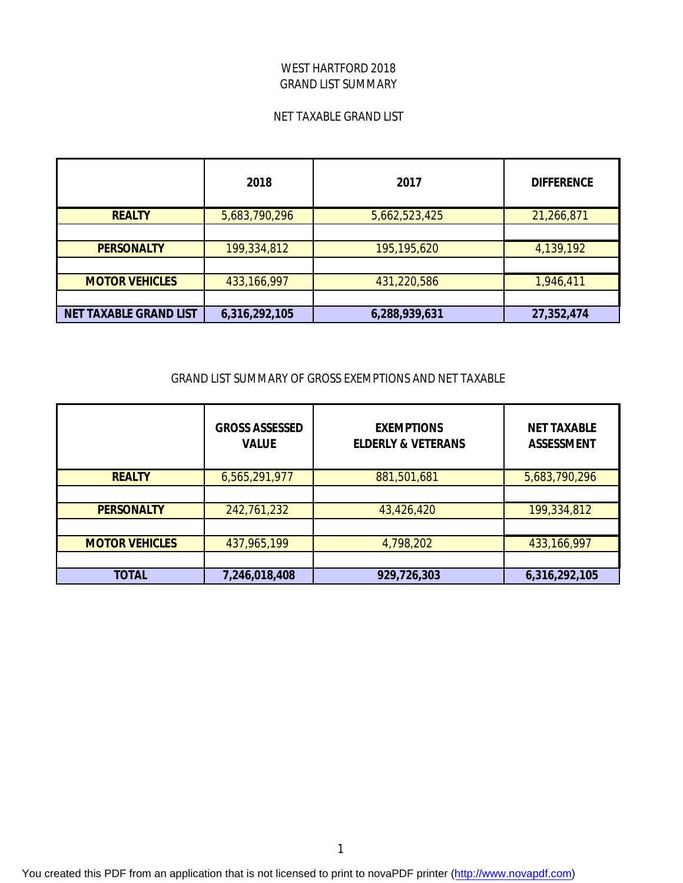# WEST HARTFORD 2018
## GRAND LIST SUMMARY

### NET TAXABLE GRAND LIST

| | 2018 | 2017 | DIFFERENCE |
|---|---|---|---|
| **REALTY** | 5,683,790,296 | 5,662,523,425 | 21,266,871 |
| **PERSONALTY** | 199,334,812 | 195,195,620 | 4,139,192 |
| **MOTOR VEHICLES** | 433,166,997 | 431,220,586 | 1,946,411 |
| **NET TAXABLE GRAND LIST** | **6,316,292,105** | **6,288,939,631** | **27,352,474** |

### GRAND LIST SUMMARY OF GROSS EXEMPTIONS AND NET TAXABLE

| | GROSS ASSESSED VALUE | EXEMPTIONS ELDERLY & VETERANS | NET TAXABLE ASSESSMENT |
|---|---|---|---|
| **REALTY** | 6,565,291,977 | 881,501,681 | 5,683,790,296 |
| **PERSONALTY** | 242,761,232 | 43,426,420 | 199,334,812 |
| **MOTOR VEHICLES** | 437,965,199 | 4,798,202 | 433,166,997 |
| **TOTAL** | **7,246,018,408** | **929,726,303** | **6,316,292,105** |

You created this PDF from an application that is not licensed to print to novaPDF printer (http://www.novapdf.com)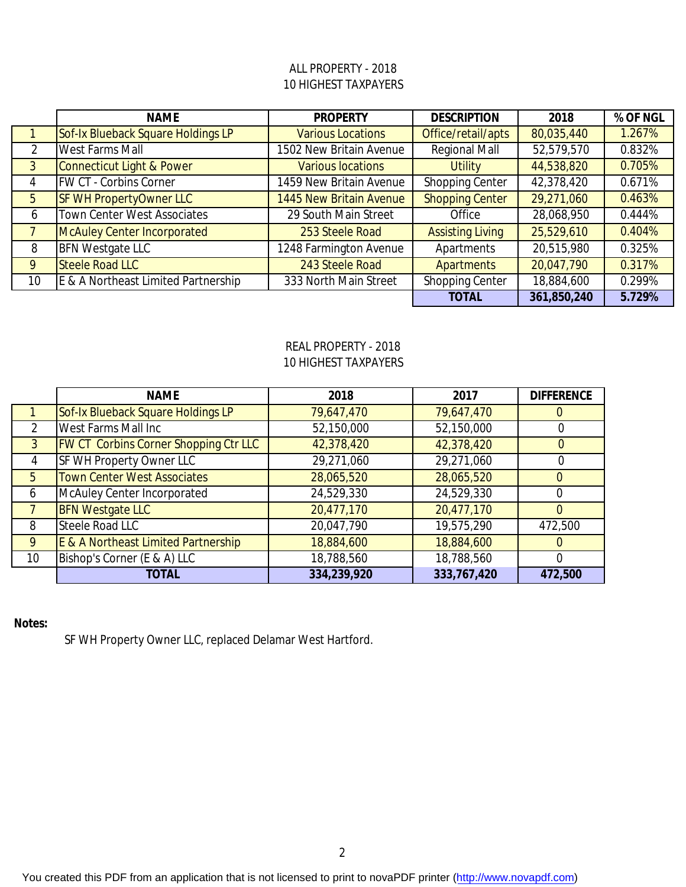## ALL PROPERTY - 2018
## 10 HIGHEST TAXPAYERS

| | NAME | PROPERTY | DESCRIPTION | 2018 | % OF NGL |
|---|---|---|---|---|---|
| 1 | Sof-Ix Blueback Square Holdings LP | Various Locations | Office/retail/apts | 80,035,440 | 1.267% |
| 2 | West Farms Mall | 1502 New Britain Avenue | Regional Mall | 52,579,570 | 0.832% |
| 3 | Connecticut Light & Power | Various locations | Utility | 44,538,820 | 0.705% |
| 4 | FW CT - Corbins Corner | 1459 New Britain Avenue | Shopping Center | 42,378,420 | 0.671% |
| 5 | SF WH PropertyOwner LLC | 1445 New Britain Avenue | Shopping Center | 29,271,060 | 0.463% |
| 6 | Town Center West Associates | 29 South Main Street | Office | 28,068,950 | 0.444% |
| 7 | McAuley Center Incorporated | 253 Steele Road | Assisting Living | 25,529,610 | 0.404% |
| 8 | BFN Westgate LLC | 1248 Farmington Avenue | Apartments | 20,515,980 | 0.325% |
| 9 | Steele Road LLC | 243 Steele Road | Apartments | 20,047,790 | 0.317% |
| 10 | E & A Northeast Limited Partnership | 333 North Main Street | Shopping Center | 18,884,600 | 0.299% |
| | | | **TOTAL** | **361,850,240** | **5.729%** |

## REAL PROPERTY - 2018
## 10 HIGHEST TAXPAYERS

| | NAME | 2018 | 2017 | DIFFERENCE |
|---|---|---|---|---|
| 1 | Sof-Ix Blueback Square Holdings LP | 79,647,470 | 79,647,470 | 0 |
| 2 | West Farms Mall Inc | 52,150,000 | 52,150,000 | 0 |
| 3 | FW CT Corbins Corner Shopping Ctr LLC | 42,378,420 | 42,378,420 | 0 |
| 4 | SF WH Property Owner LLC | 29,271,060 | 29,271,060 | 0 |
| 5 | Town Center West Associates | 28,065,520 | 28,065,520 | 0 |
| 6 | McAuley Center Incorporated | 24,529,330 | 24,529,330 | 0 |
| 7 | BFN Westgate LLC | 20,477,170 | 20,477,170 | 0 |
| 8 | Steele Road LLC | 20,047,790 | 19,575,290 | 472,500 |
| 9 | E & A Northeast Limited Partnership | 18,884,600 | 18,884,600 | 0 |
| 10 | Bishop's Corner (E & A) LLC | 18,788,560 | 18,788,560 | 0 |
| | **TOTAL** | **334,239,920** | **333,767,420** | **472,500** |

**Notes:**

SF WH Property Owner LLC, replaced Delamar West Hartford.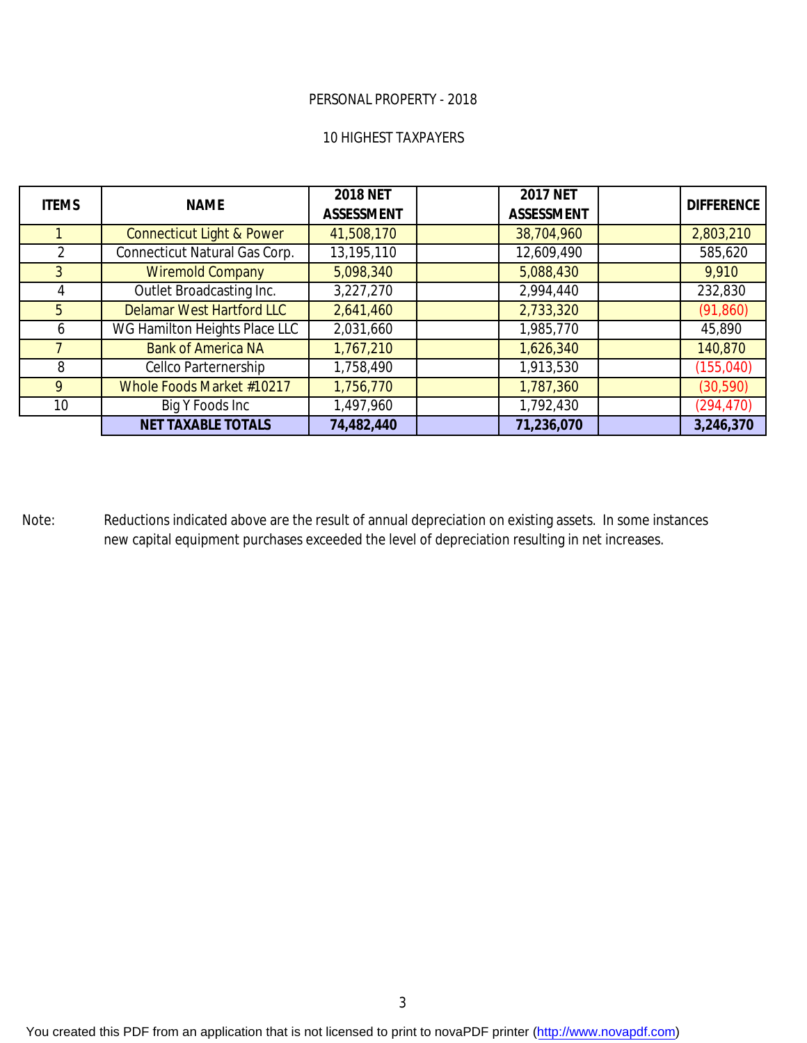PERSONAL PROPERTY - 2018

10 HIGHEST TAXPAYERS

| ITEMS | NAME | 2018 NET ASSESSMENT | | 2017 NET ASSESSMENT | | DIFFERENCE |
|---|---|---|---|---|---|---|
| 1 | Connecticut Light & Power | 41,508,170 | | 38,704,960 | | 2,803,210 |
| 2 | Connecticut Natural Gas Corp. | 13,195,110 | | 12,609,490 | | 585,620 |
| 3 | Wiremold Company | 5,098,340 | | 5,088,430 | | 9,910 |
| 4 | Outlet Broadcasting Inc. | 3,227,270 | | 2,994,440 | | 232,830 |
| 5 | Delamar West Hartford LLC | 2,641,460 | | 2,733,320 | | (91,860) |
| 6 | WG Hamilton Heights Place LLC | 2,031,660 | | 1,985,770 | | 45,890 |
| 7 | Bank of America NA | 1,767,210 | | 1,626,340 | | 140,870 |
| 8 | Cellco Parternership | 1,758,490 | | 1,913,530 | | (155,040) |
| 9 | Whole Foods Market #10217 | 1,756,770 | | 1,787,360 | | (30,590) |
| 10 | Big Y Foods Inc | 1,497,960 | | 1,792,430 | | (294,470) |
| | **NET TAXABLE TOTALS** | **74,482,440** | | **71,236,070** | | **3,246,370** |

Note: Reductions indicated above are the result of annual depreciation on existing assets. In some instances new capital equipment purchases exceeded the level of depreciation resulting in net increases.

You created this PDF from an application that is not licensed to print to novaPDF printer (http://www.novapdf.com)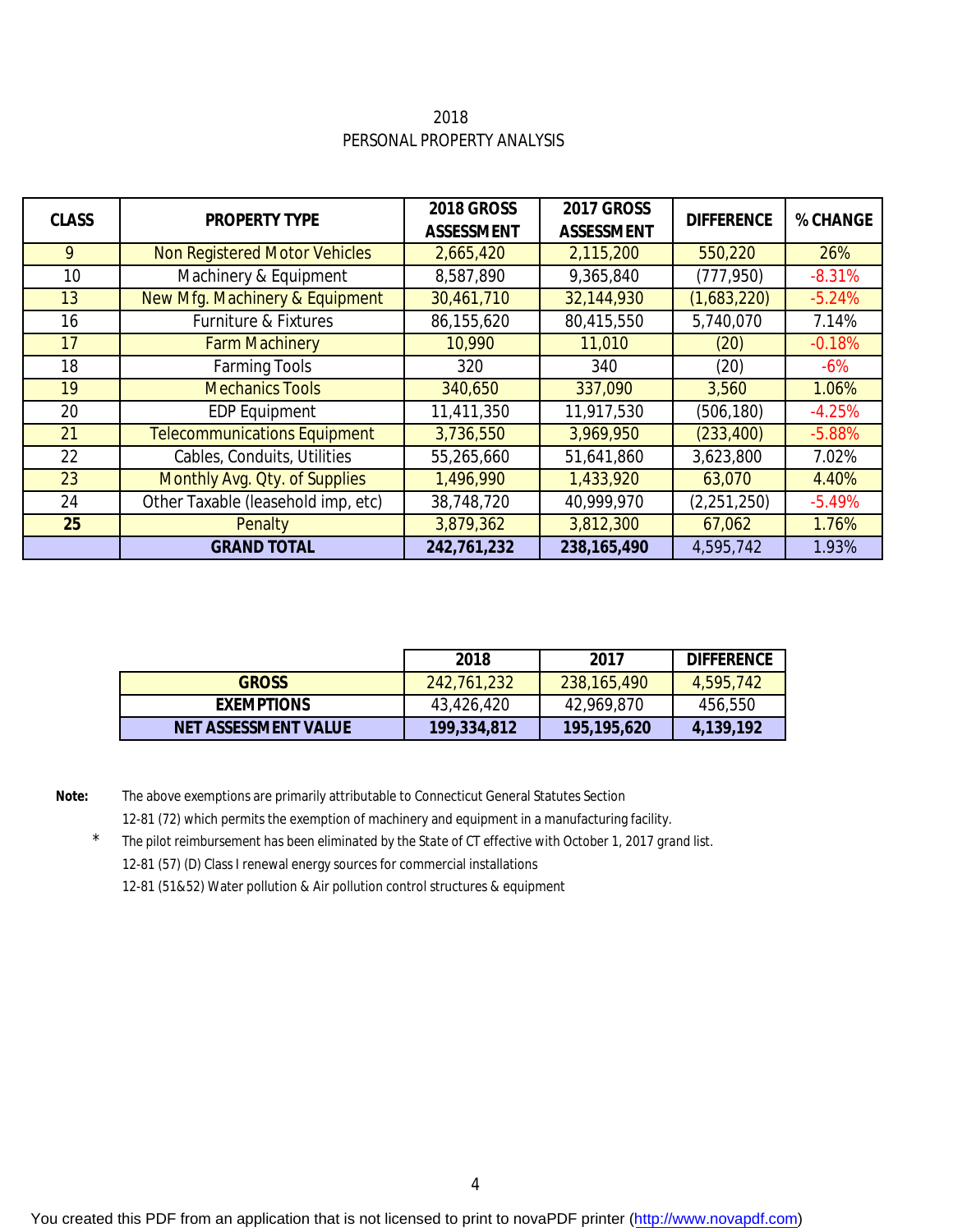# 2018
## PERSONAL PROPERTY ANALYSIS

| CLASS | PROPERTY TYPE | 2018 GROSS ASSESSMENT | 2017 GROSS ASSESSMENT | DIFFERENCE | % CHANGE |
|---|---|---|---|---|---|
| 9 | Non Registered Motor Vehicles | 2,665,420 | 2,115,200 | 550,220 | 26% |
| 10 | Machinery & Equipment | 8,587,890 | 9,365,840 | (777,950) | -8.31% |
| 13 | New Mfg. Machinery & Equipment | 30,461,710 | 32,144,930 | (1,683,220) | -5.24% |
| 16 | Furniture & Fixtures | 86,155,620 | 80,415,550 | 5,740,070 | 7.14% |
| 17 | Farm Machinery | 10,990 | 11,010 | (20) | -0.18% |
| 18 | Farming Tools | 320 | 340 | (20) | -6% |
| 19 | Mechanics Tools | 340,650 | 337,090 | 3,560 | 1.06% |
| 20 | EDP Equipment | 11,411,350 | 11,917,530 | (506,180) | -4.25% |
| 21 | Telecommunications Equipment | 3,736,550 | 3,969,950 | (233,400) | -5.88% |
| 22 | Cables, Conduits, Utilities | 55,265,660 | 51,641,860 | 3,623,800 | 7.02% |
| 23 | Monthly Avg. Qty. of Supplies | 1,496,990 | 1,433,920 | 63,070 | 4.40% |
| 24 | Other Taxable (leasehold imp, etc) | 38,748,720 | 40,999,970 | (2,251,250) | -5.49% |
| **25** | Penalty | 3,879,362 | 3,812,300 | 67,062 | 1.76% |
| | **GRAND TOTAL** | **242,761,232** | **238,165,490** | 4,595,742 | 1.93% |

| | 2018 | 2017 | DIFFERENCE |
|---|---|---|---|
| **GROSS** | 242,761,232 | 238,165,490 | 4,595,742 |
| **EXEMPTIONS** | 43,426,420 | 42,969,870 | 456,550 |
| **NET ASSESSMENT VALUE** | **199,334,812** | **195,195,620** | **4,139,192** |

**Note:** The above exemptions are primarily attributable to Connecticut General Statutes Section 12-81 (72) which permits the exemption of machinery and equipment in a manufacturing facility.

\* The pilot reimbursement has been eliminated by the State of CT effective with October 1, 2017 grand list.

12-81 (57) (D) Class I renewal energy sources for commercial installations

12-81 (51&52) Water pollution & Air pollution control structures & equipment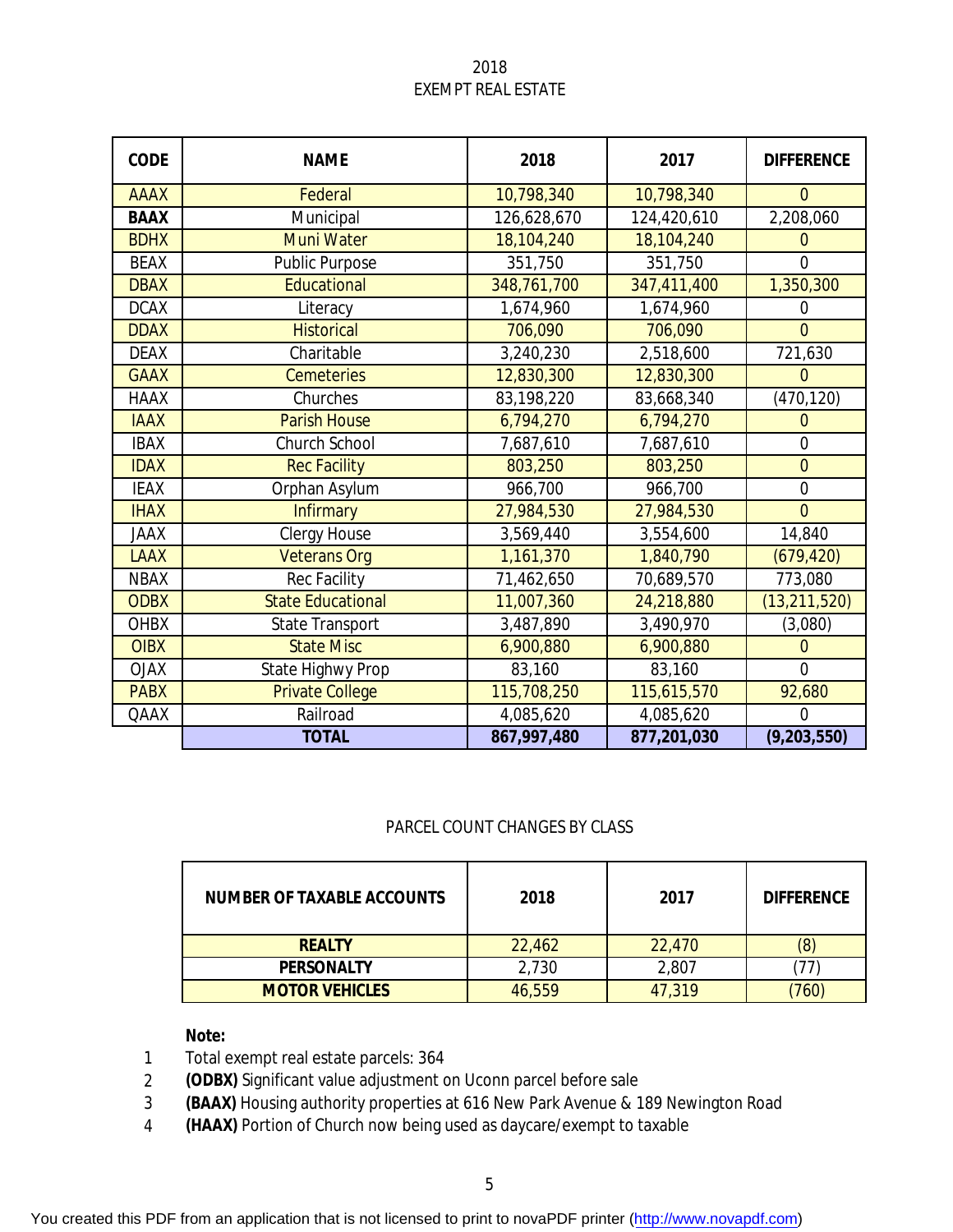# 2018
## EXEMPT REAL ESTATE

| CODE | NAME | 2018 | 2017 | DIFFERENCE |
|---|---|---|---|---|
| AAAX | Federal | 10,798,340 | 10,798,340 | 0 |
| **BAAX** | Municipal | 126,628,670 | 124,420,610 | 2,208,060 |
| BDHX | Muni Water | 18,104,240 | 18,104,240 | 0 |
| BEAX | Public Purpose | 351,750 | 351,750 | 0 |
| DBAX | Educational | 348,761,700 | 347,411,400 | 1,350,300 |
| DCAX | Literacy | 1,674,960 | 1,674,960 | 0 |
| DDAX | Historical | 706,090 | 706,090 | 0 |
| DEAX | Charitable | 3,240,230 | 2,518,600 | 721,630 |
| GAAX | Cemeteries | 12,830,300 | 12,830,300 | 0 |
| HAAX | Churches | 83,198,220 | 83,668,340 | (470,120) |
| IAAX | Parish House | 6,794,270 | 6,794,270 | 0 |
| IBAX | Church School | 7,687,610 | 7,687,610 | 0 |
| IDAX | Rec Facility | 803,250 | 803,250 | 0 |
| IEAX | Orphan Asylum | 966,700 | 966,700 | 0 |
| IHAX | Infirmary | 27,984,530 | 27,984,530 | 0 |
| JAAX | Clergy House | 3,569,440 | 3,554,600 | 14,840 |
| LAAX | Veterans Org | 1,161,370 | 1,840,790 | (679,420) |
| NBAX | Rec Facility | 71,462,650 | 70,689,570 | 773,080 |
| ODBX | State Educational | 11,007,360 | 24,218,880 | (13,211,520) |
| OHBX | State Transport | 3,487,890 | 3,490,970 | (3,080) |
| OIBX | State Misc | 6,900,880 | 6,900,880 | 0 |
| OJAX | State Highwy Prop | 83,160 | 83,160 | 0 |
| PABX | Private College | 115,708,250 | 115,615,570 | 92,680 |
| QAAX | Railroad | 4,085,620 | 4,085,620 | 0 |
| | **TOTAL** | **867,997,480** | **877,201,030** | **(9,203,550)** |

## PARCEL COUNT CHANGES BY CLASS

| NUMBER OF TAXABLE ACCOUNTS | 2018 | 2017 | DIFFERENCE |
|---|---|---|---|
| **REALTY** | 22,462 | 22,470 | (8) |
| **PERSONALTY** | 2,730 | 2,807 | (77) |
| **MOTOR VEHICLES** | 46,559 | 47,319 | (760) |

**Note:**

1. Total exempt real estate parcels: 364
2. **(ODBX)** Significant value adjustment on Uconn parcel before sale
3. **(BAAX)** Housing authority properties at 616 New Park Avenue & 189 Newington Road
4. **(HAAX)** Portion of Church now being used as daycare/exempt to taxable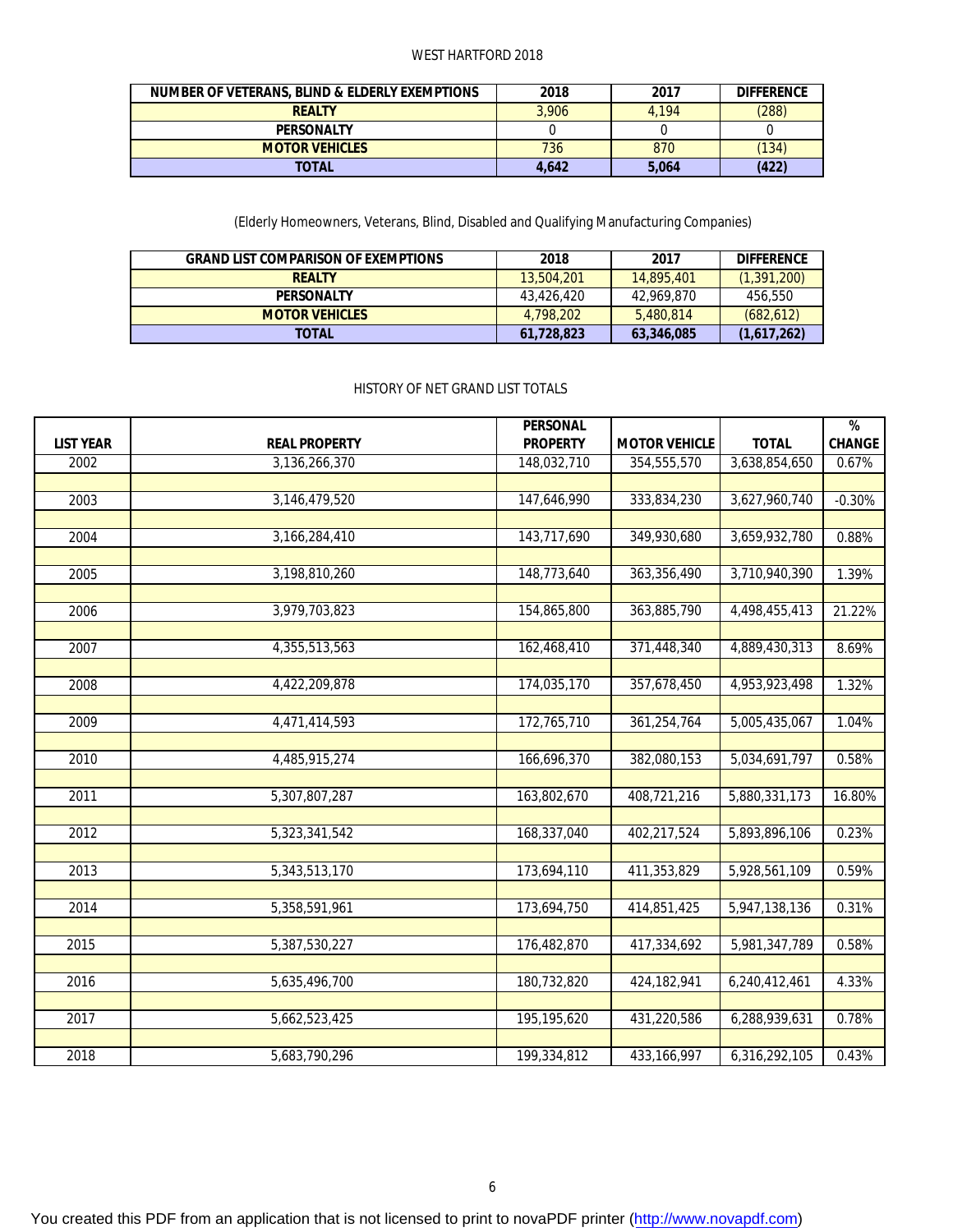WEST HARTFORD 2018

| NUMBER OF VETERANS, BLIND & ELDERLY EXEMPTIONS | 2018 | 2017 | DIFFERENCE |
|---|---|---|---|
| **REALTY** | 3,906 | 4,194 | (288) |
| **PERSONALTY** | 0 | 0 | 0 |
| **MOTOR VEHICLES** | 736 | 870 | (134) |
| **TOTAL** | **4,642** | **5,064** | **(422)** |

(Elderly Homeowners, Veterans, Blind, Disabled and Qualifying Manufacturing Companies)

| GRAND LIST COMPARISON OF EXEMPTIONS | 2018 | 2017 | DIFFERENCE |
|---|---|---|---|
| **REALTY** | 13,504,201 | 14,895,401 | (1,391,200) |
| **PERSONALTY** | 43,426,420 | 42,969,870 | 456,550 |
| **MOTOR VEHICLES** | 4,798,202 | 5,480,814 | (682,612) |
| **TOTAL** | **61,728,823** | **63,346,085** | **(1,617,262)** |

HISTORY OF NET GRAND LIST TOTALS

| LIST YEAR | REAL PROPERTY | PERSONAL PROPERTY | MOTOR VEHICLE | TOTAL | % CHANGE |
|---|---|---|---|---|---|
| 2002 | 3,136,266,370 | 148,032,710 | 354,555,570 | 3,638,854,650 | 0.67% |
| 2003 | 3,146,479,520 | 147,646,990 | 333,834,230 | 3,627,960,740 | -0.30% |
| 2004 | 3,166,284,410 | 143,717,690 | 349,930,680 | 3,659,932,780 | 0.88% |
| 2005 | 3,198,810,260 | 148,773,640 | 363,356,490 | 3,710,940,390 | 1.39% |
| 2006 | 3,979,703,823 | 154,865,800 | 363,885,790 | 4,498,455,413 | 21.22% |
| 2007 | 4,355,513,563 | 162,468,410 | 371,448,340 | 4,889,430,313 | 8.69% |
| 2008 | 4,422,209,878 | 174,035,170 | 357,678,450 | 4,953,923,498 | 1.32% |
| 2009 | 4,471,414,593 | 172,765,710 | 361,254,764 | 5,005,435,067 | 1.04% |
| 2010 | 4,485,915,274 | 166,696,370 | 382,080,153 | 5,034,691,797 | 0.58% |
| 2011 | 5,307,807,287 | 163,802,670 | 408,721,216 | 5,880,331,173 | 16.80% |
| 2012 | 5,323,341,542 | 168,337,040 | 402,217,524 | 5,893,896,106 | 0.23% |
| 2013 | 5,343,513,170 | 173,694,110 | 411,353,829 | 5,928,561,109 | 0.59% |
| 2014 | 5,358,591,961 | 173,694,750 | 414,851,425 | 5,947,138,136 | 0.31% |
| 2015 | 5,387,530,227 | 176,482,870 | 417,334,692 | 5,981,347,789 | 0.58% |
| 2016 | 5,635,496,700 | 180,732,820 | 424,182,941 | 6,240,412,461 | 4.33% |
| 2017 | 5,662,523,425 | 195,195,620 | 431,220,586 | 6,288,939,631 | 0.78% |
| 2018 | 5,683,790,296 | 199,334,812 | 433,166,997 | 6,316,292,105 | 0.43% |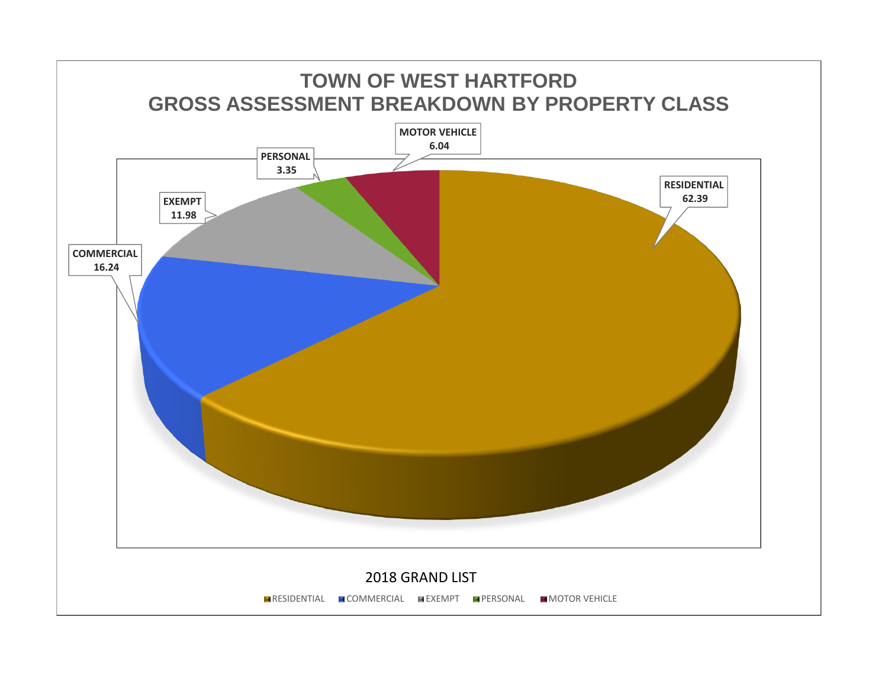# TOWN OF WEST HARTFORD
# GROSS ASSESSMENT BREAKDOWN BY PROPERTY CLASS

| Property Class | Percentage |
|---|---|
| RESIDENTIAL | 62.39 |
| COMMERCIAL | 16.24 |
| EXEMPT | 11.98 |
| PERSONAL | 3.35 |
| MOTOR VEHICLE | 6.04 |

2018 GRAND LIST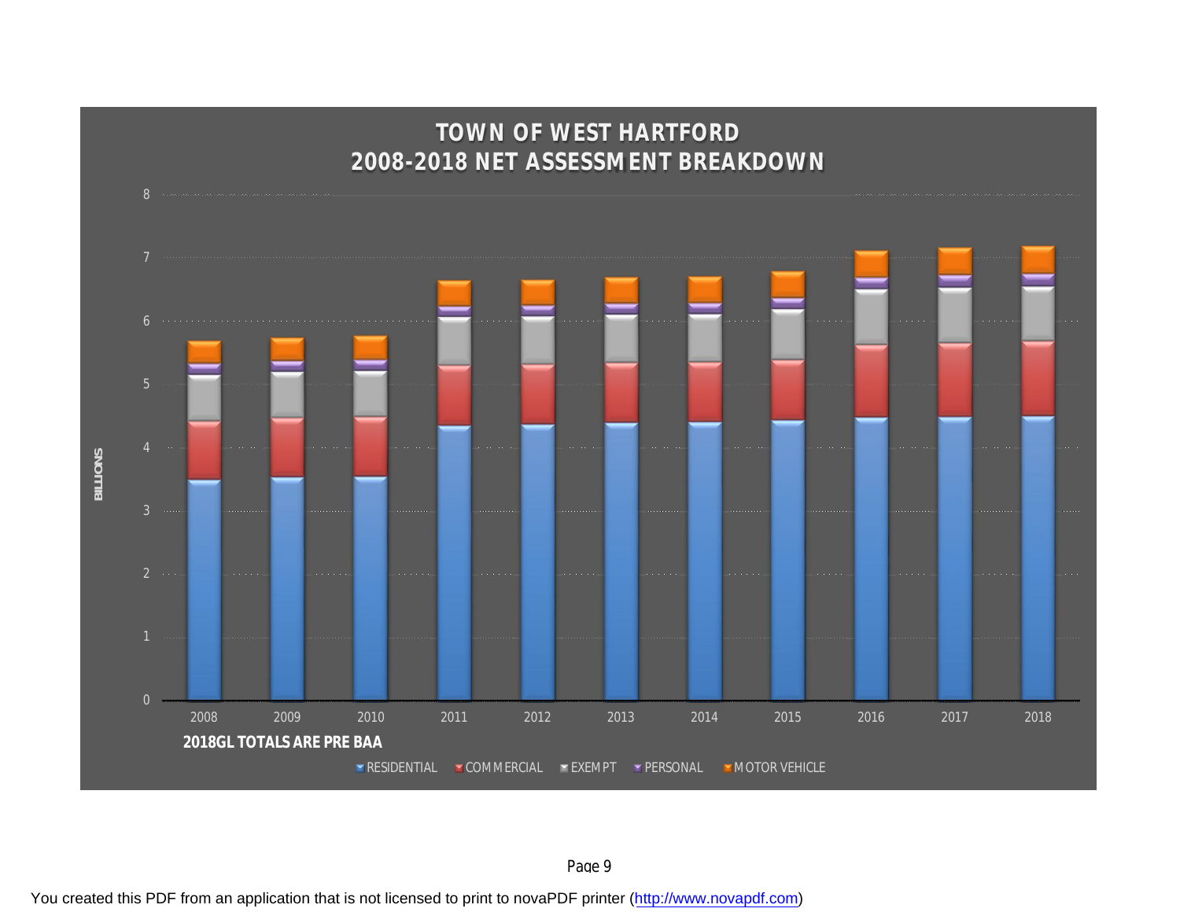# TOWN OF WEST HARTFORD
# 2008-2018 NET ASSESSMENT BREAKDOWN

BILLIONS

8
7
6
5
4
3
2
1
0

2008 2009 2010 2011 2012 2013 2014 2015 2016 2017 2018

**2018GL TOTALS ARE PRE BAA**

RESIDENTIAL   COMMERCIAL   EXEMPT   PERSONAL   MOTOR VEHICLE

You created this PDF from an application that is not licensed to print to novaPDF printer (http://www.novapdf.com)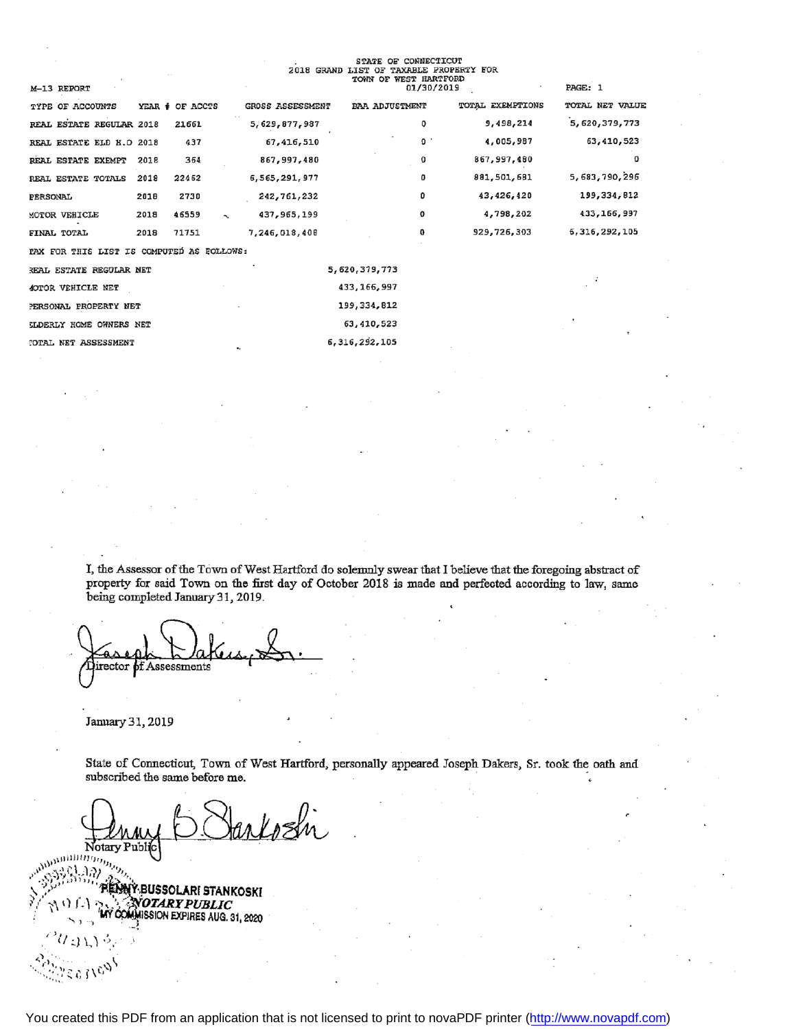STATE OF CONNECTICUT
2018 GRAND LIST OF TAXABLE PROPERTY FOR
TOWN OF WEST HARTFORD

M-13 REPORT 01/30/2019

| TYPE OF ACCOUNTS | YEAR | # OF ACCTS | GROSS ASSESSMENT | BAA ADJUSTMENT | TOTAL EXEMPTIONS | TOTAL NET VALUE |
|---|---|---|---|---|---|---|
| REAL ESTATE REGULAR | 2018 | 21661 | 5,629,877,987 | 0 | 9,498,214 | 5,620,379,773 |
| REAL ESTATE ELD H.O | 2018 | 437 | 67,416,510 | 0 | 4,005,987 | 63,410,523 |
| REAL ESTATE EXEMPT | 2018 | 364 | 867,997,480 | 0 | 867,997,480 | 0 |
| REAL ESTATE TOTALS | 2018 | 22462 | 6,565,291,977 | 0 | 881,501,681 | 5,683,790,296 |
| PERSONAL | 2018 | 2730 | 242,761,232 | 0 | 43,426,420 | 199,334,812 |
| MOTOR VEHICLE | 2018 | 46559 | 437,965,199 | 0 | 4,798,202 | 433,166,997 |
| FINAL TOTAL | 2018 | 71751 | 7,246,018,408 | 0 | 929,726,303 | 6,316,292,105 |

TAX FOR THIS LIST IS COMPUTED AS FOLLOWS:

| | |
|---|---|
| REAL ESTATE REGULAR NET | 5,620,379,773 |
| MOTOR VEHICLE NET | 433,166,997 |
| PERSONAL PROPERTY NET | 199,334,812 |
| ELDERLY HOME OWNERS NET | 63,410,523 |
| TOTAL NET ASSESSMENT | 6,316,292,105 |

I, the Assessor of the Town of West Hartford do solemnly swear that I believe that the foregoing abstract of property for said Town on the first day of October 2018 is made and perfected according to law, same being completed January 31, 2019.

Joseph Dakers, Sr.
Director of Assessments

January 31, 2019

State of Connecticut, Town of West Hartford, personally appeared Joseph Dakers, Sr. took the oath and subscribed the same before me.

Penny B Stankoski
Notary Public

PENNY BUSSOLARI STANKOSKI
*NOTARY PUBLIC*
MY COMMISSION EXPIRES AUG. 31, 2020

You created this PDF from an application that is not licensed to print to novaPDF printer (http://www.novapdf.com)